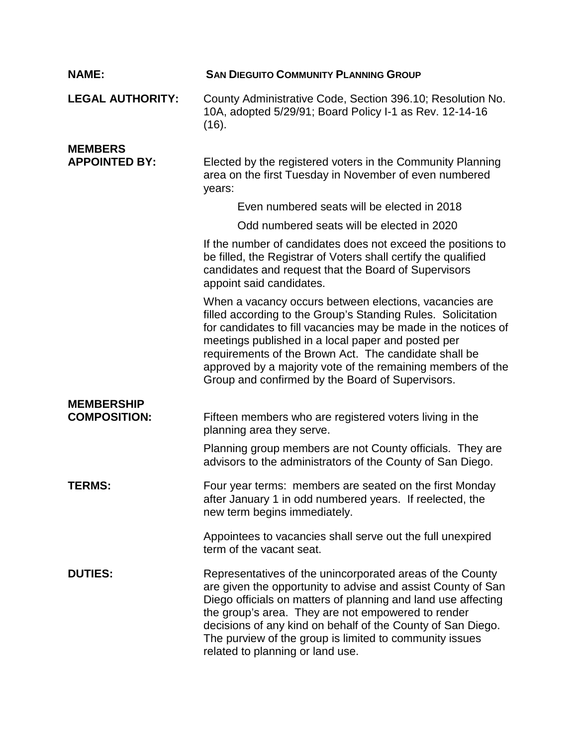**NAME:** **SAN DIEGUITO COMMUNITY PLANNING GROUP**

**LEGAL AUTHORITY:** County Administrative Code, Section 396.10; Resolution No. 10A, adopted 5/29/91; Board Policy I-1 as Rev. 12-14-16 (16).

**MEMBERS APPOINTED BY:** Elected by the registered voters in the Community Planning area on the first Tuesday in November of even numbered years:

Even numbered seats will be elected in 2018

Odd numbered seats will be elected in 2020

If the number of candidates does not exceed the positions to be filled, the Registrar of Voters shall certify the qualified candidates and request that the Board of Supervisors appoint said candidates.

When a vacancy occurs between elections, vacancies are filled according to the Group's Standing Rules. Solicitation for candidates to fill vacancies may be made in the notices of meetings published in a local paper and posted per requirements of the Brown Act. The candidate shall be approved by a majority vote of the remaining members of the Group and confirmed by the Board of Supervisors.

**MEMBERSHIP COMPOSITION:** Fifteen members who are registered voters living in the planning area they serve.

Planning group members are not County officials. They are advisors to the administrators of the County of San Diego.

**TERMS:** Four year terms: members are seated on the first Monday after January 1 in odd numbered years. If reelected, the new term begins immediately.

Appointees to vacancies shall serve out the full unexpired term of the vacant seat.

**DUTIES:** Representatives of the unincorporated areas of the County are given the opportunity to advise and assist County of San Diego officials on matters of planning and land use affecting the group's area. They are not empowered to render decisions of any kind on behalf of the County of San Diego. The purview of the group is limited to community issues related to planning or land use.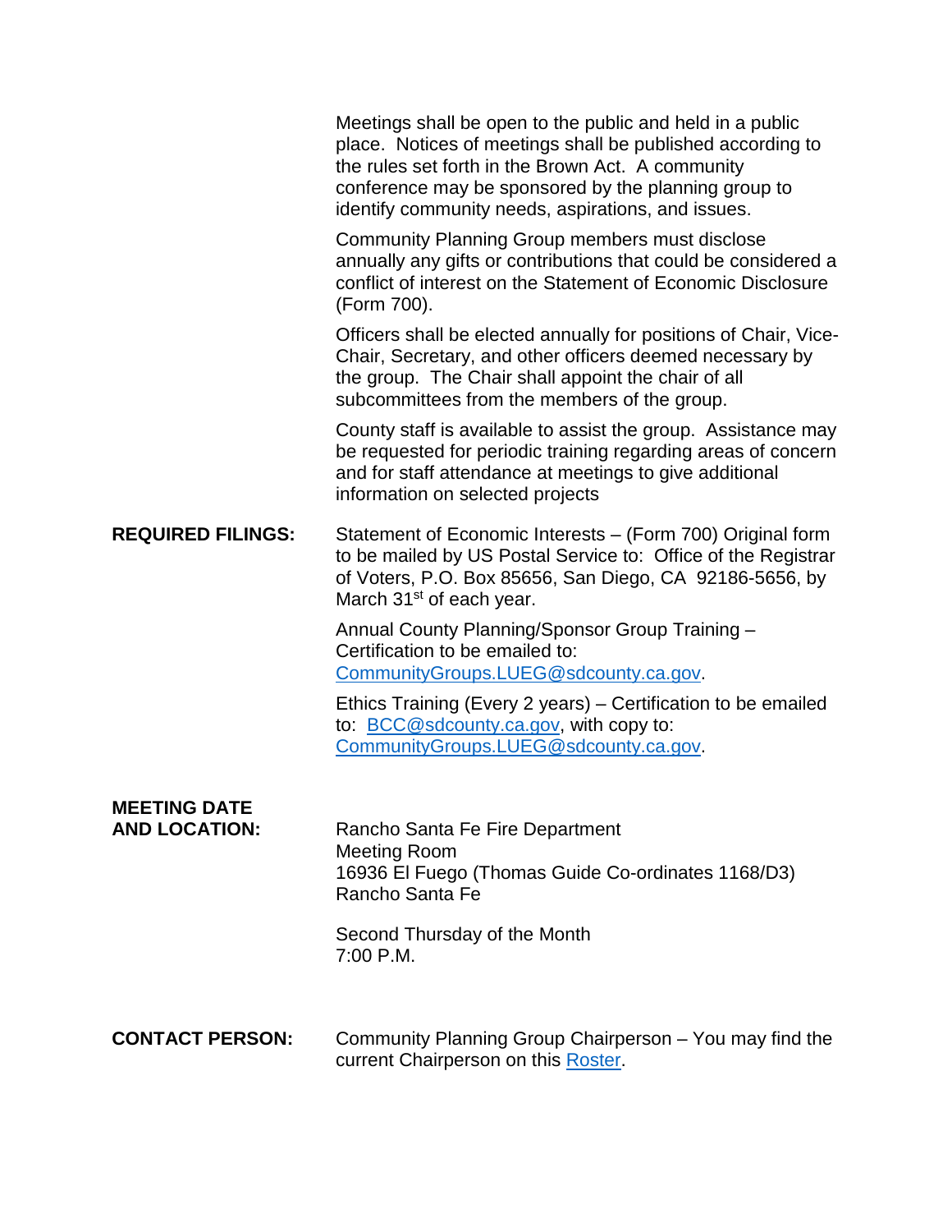Meetings shall be open to the public and held in a public place. Notices of meetings shall be published according to the rules set forth in the Brown Act. A community conference may be sponsored by the planning group to identify community needs, aspirations, and issues.

Community Planning Group members must disclose annually any gifts or contributions that could be considered a conflict of interest on the Statement of Economic Disclosure (Form 700).

Officers shall be elected annually for positions of Chair, Vice-Chair, Secretary, and other officers deemed necessary by the group. The Chair shall appoint the chair of all subcommittees from the members of the group.

County staff is available to assist the group. Assistance may be requested for periodic training regarding areas of concern and for staff attendance at meetings to give additional information on selected projects

**REQUIRED FILINGS:**

Statement of Economic Interests – (Form 700) Original form to be mailed by US Postal Service to: Office of the Registrar of Voters, P.O. Box 85656, San Diego, CA 92186-5656, by March 31st of each year.

Annual County Planning/Sponsor Group Training – Certification to be emailed to: [CommunityGroups.LUEG@sdcounty.ca.gov](mailto:CommunityGroups.LUEG@sdcounty.ca.gov).

Ethics Training (Every 2 years) – Certification to be emailed to: [BCC@sdcounty.ca.gov](mailto:BCC@sdcounty.ca.gov), with copy to: [CommunityGroups.LUEG@sdcounty.ca.gov](mailto:CommunityGroups.LUEG@sdcounty.ca.gov).

**MEETING DATE AND LOCATION:**

Rancho Santa Fe Fire Department
Meeting Room
16936 El Fuego (Thomas Guide Co-ordinates 1168/D3)
Rancho Santa Fe

Second Thursday of the Month
7:00 P.M.

**CONTACT PERSON:**

Community Planning Group Chairperson – You may find the current Chairperson on this Roster.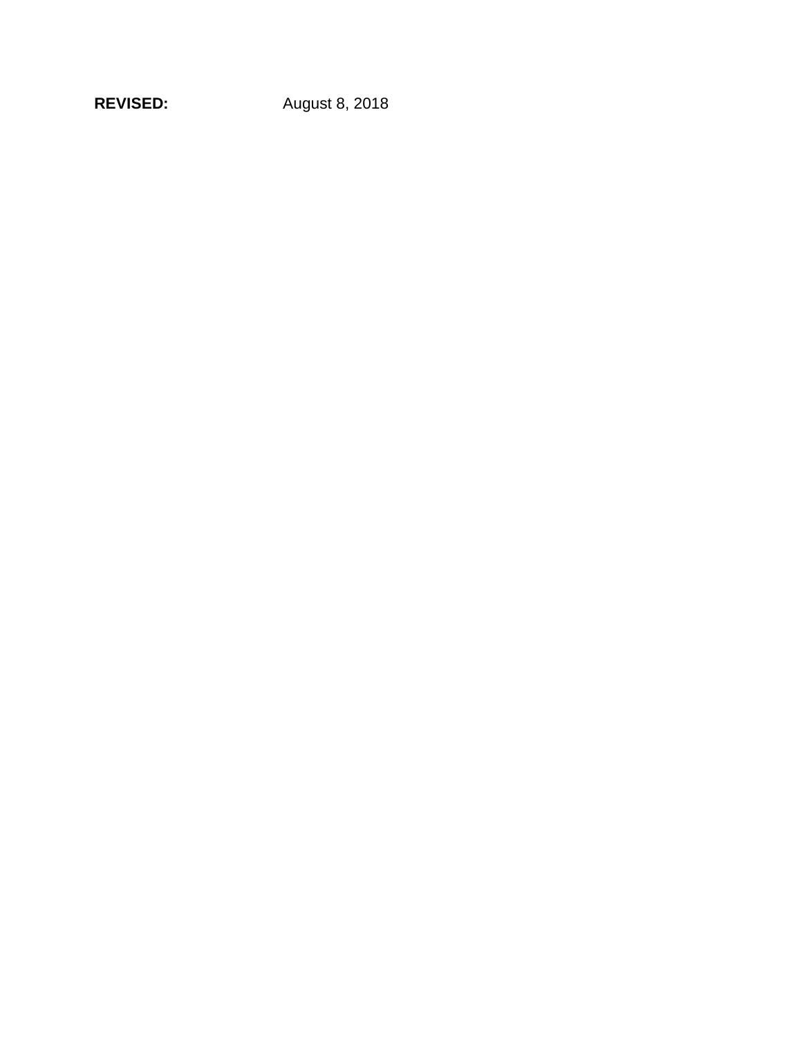**REVISED:** August 8, 2018